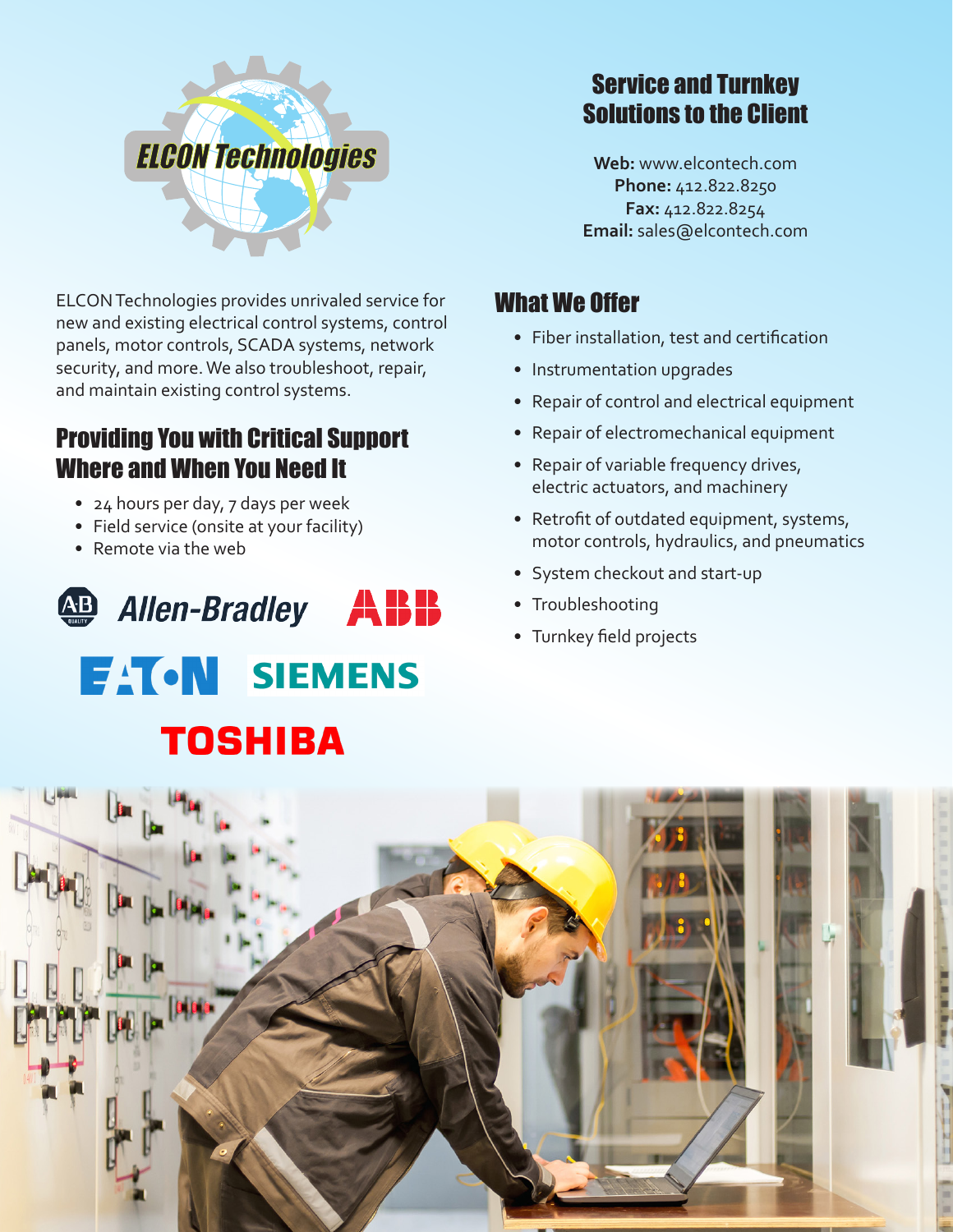# ELCON Technologies

## Service and Turnkey Solutions to the Client

**Web:** www.elcontech.com
**Phone:** 412.822.8250
**Fax:** 412.822.8254
**Email:** sales@elcontech.com

ELCON Technologies provides unrivaled service for new and existing electrical control systems, control panels, motor controls, SCADA systems, network security, and more. We also troubleshoot, repair, and maintain existing control systems.

## Providing You with Critical Support Where and When You Need It

- 24 hours per day, 7 days per week
- Field service (onsite at your facility)
- Remote via the web

Allen-Bradley ABB EATON SIEMENS TOSHIBA

## What We Offer

- Fiber installation, test and certification
- Instrumentation upgrades
- Repair of control and electrical equipment
- Repair of electromechanical equipment
- Repair of variable frequency drives, electric actuators, and machinery
- Retrofit of outdated equipment, systems, motor controls, hydraulics, and pneumatics
- System checkout and start-up
- Troubleshooting
- Turnkey field projects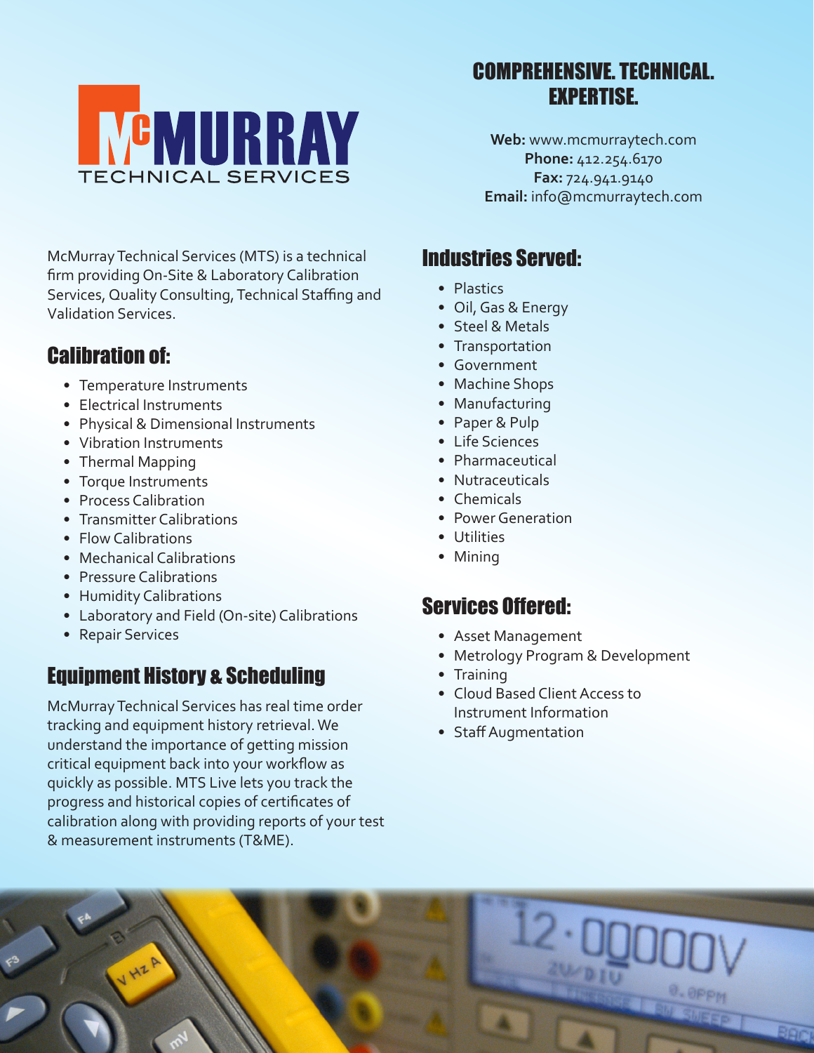# McMURRAY TECHNICAL SERVICES

## COMPREHENSIVE. TECHNICAL. EXPERTISE.

**Web:** www.mcmurraytech.com
**Phone:** 412.254.6170
**Fax:** 724.941.9140
**Email:** info@mcmurraytech.com

McMurray Technical Services (MTS) is a technical firm providing On-Site & Laboratory Calibration Services, Quality Consulting, Technical Staffing and Validation Services.

## Calibration of:

- Temperature Instruments
- Electrical Instruments
- Physical & Dimensional Instruments
- Vibration Instruments
- Thermal Mapping
- Torque Instruments
- Process Calibration
- Transmitter Calibrations
- Flow Calibrations
- Mechanical Calibrations
- Pressure Calibrations
- Humidity Calibrations
- Laboratory and Field (On-site) Calibrations
- Repair Services

## Equipment History & Scheduling

McMurray Technical Services has real time order tracking and equipment history retrieval. We understand the importance of getting mission critical equipment back into your workflow as quickly as possible. MTS Live lets you track the progress and historical copies of certificates of calibration along with providing reports of your test & measurement instruments (T&ME).

## Industries Served:

- Plastics
- Oil, Gas & Energy
- Steel & Metals
- Transportation
- Government
- Machine Shops
- Manufacturing
- Paper & Pulp
- Life Sciences
- Pharmaceutical
- Nutraceuticals
- Chemicals
- Power Generation
- Utilities
- Mining

## Services Offered:

- Asset Management
- Metrology Program & Development
- Training
- Cloud Based Client Access to Instrument Information
- Staff Augmentation